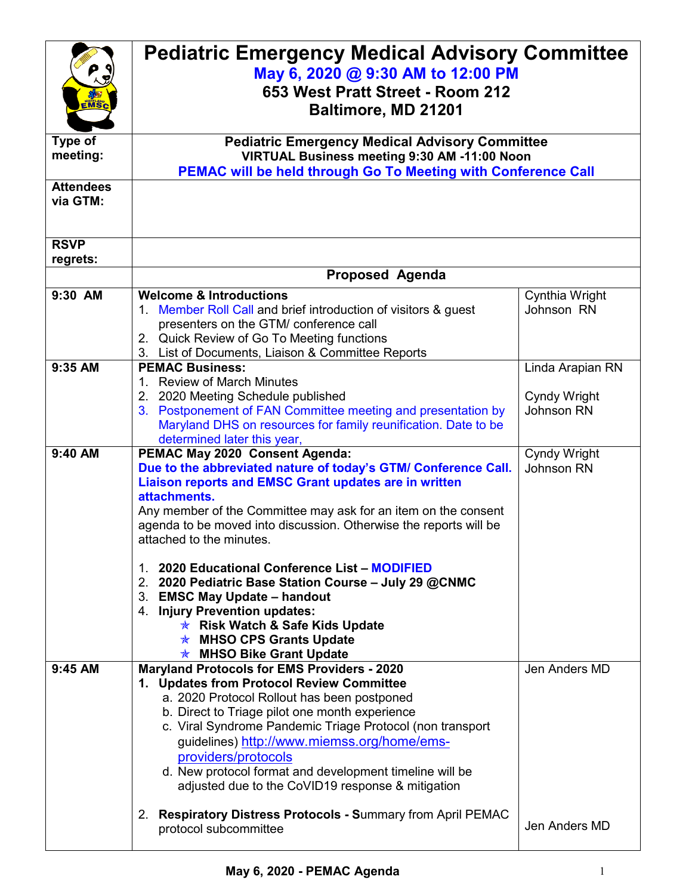# Pediatric Emergency Medical Advisory Committee

**May 6, 2020 @ 9:30 AM to 12:00 PM**
**653 West Pratt Street - Room 212**
**Baltimore, MD 21201**

| | | |
|---|---|---|
| **Type of meeting:** | **Pediatric Emergency Medical Advisory Committee**<br>**VIRTUAL Business meeting 9:30 AM -11:00 Noon**<br>**PEMAC will be held through Go To Meeting with Conference Call** | |
| **Attendees via GTM:** | | |
| **RSVP regrets:** | | |
| | **Proposed Agenda** | |
| **9:30 AM** | **Welcome & Introductions**<br>1. Member Roll Call and brief introduction of visitors & guest presenters on the GTM/ conference call<br>2. Quick Review of Go To Meeting functions<br>3. List of Documents, Liaison & Committee Reports | Cynthia Wright Johnson RN |
| **9:35 AM** | **PEMAC Business:**<br>1. Review of March Minutes<br>2. 2020 Meeting Schedule published<br>3. Postponement of FAN Committee meeting and presentation by Maryland DHS on resources for family reunification. Date to be determined later this year, | Linda Arapian RN<br><br>Cyndy Wright Johnson RN |
| **9:40 AM** | **PEMAC May 2020 Consent Agenda:**<br>**Due to the abbreviated nature of today's GTM/ Conference Call. Liaison reports and EMSC Grant updates are in written attachments.**<br>Any member of the Committee may ask for an item on the consent agenda to be moved into discussion. Otherwise the reports will be attached to the minutes.<br><br>1. **2020 Educational Conference List – MODIFIED**<br>2. **2020 Pediatric Base Station Course – July 29 @CNMC**<br>3. **EMSC May Update – handout**<br>4. **Injury Prevention updates:**<br>✭ **Risk Watch & Safe Kids Update**<br>✭ **MHSO CPS Grants Update**<br>✭ **MHSO Bike Grant Update** | Cyndy Wright Johnson RN |
| **9:45 AM** | **Maryland Protocols for EMS Providers - 2020**<br>**1. Updates from Protocol Review Committee**<br>a. 2020 Protocol Rollout has been postponed<br>b. Direct to Triage pilot one month experience<br>c. Viral Syndrome Pandemic Triage Protocol (non transport guidelines) http://www.miemss.org/home/ems-providers/protocols<br>d. New protocol format and development timeline will be adjusted due to the CoVID19 response & mitigation<br><br>2. **Respiratory Distress Protocols - S**ummary from April PEMAC protocol subcommittee | Jen Anders MD<br><br><br><br><br><br><br>Jen Anders MD |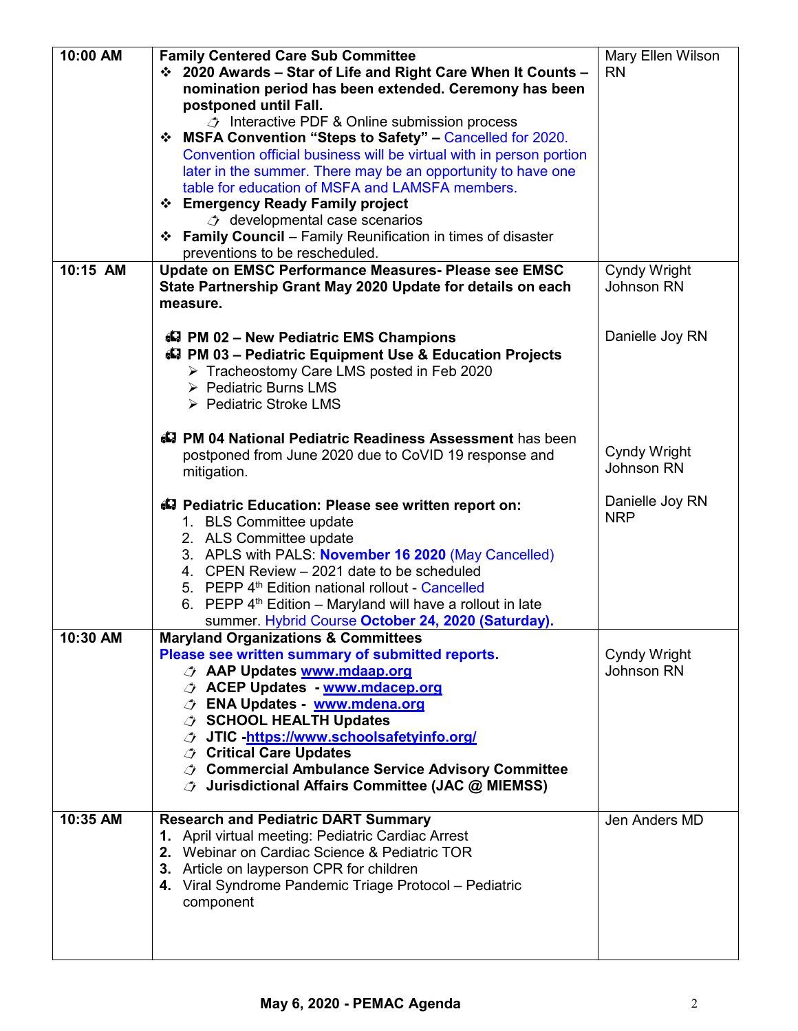| | | |
|---|---|---|
| 10:00 AM | **Family Centered Care Sub Committee**<br>❖ **2020 Awards – Star of Life and Right Care When It Counts – nomination period has been extended. Ceremony has been postponed until Fall.**<br>  ➢ Interactive PDF & Online submission process<br>❖ **MSFA Convention "Steps to Safety" –** Cancelled for 2020. Convention official business will be virtual with in person portion later in the summer. There may be an opportunity to have one table for education of MSFA and LAMSFA members.<br>❖ **Emergency Ready Family project**<br>  ➢ developmental case scenarios<br>❖ **Family Council** – Family Reunification in times of disaster preventions to be rescheduled. | Mary Ellen Wilson RN |
| 10:15 AM | **Update on EMSC Performance Measures- Please see EMSC State Partnership Grant May 2020 Update for details on each measure.**<br><br>**PM 02 – New Pediatric EMS Champions**<br>**PM 03 – Pediatric Equipment Use & Education Projects**<br>  ➢ Tracheostomy Care LMS posted in Feb 2020<br>  ➢ Pediatric Burns LMS<br>  ➢ Pediatric Stroke LMS<br><br>**PM 04 National Pediatric Readiness Assessment** has been postponed from June 2020 due to CoVID 19 response and mitigation.<br><br>**Pediatric Education: Please see written report on:**<br>1. BLS Committee update<br>2. ALS Committee update<br>3. APLS with PALS: **November 16 2020** (May Cancelled)<br>4. CPEN Review – 2021 date to be scheduled<br>5. PEPP 4th Edition national rollout - Cancelled<br>6. PEPP 4th Edition – Maryland will have a rollout in late summer. Hybrid Course **October 24, 2020 (Saturday).** | Cyndy Wright Johnson RN<br><br>Danielle Joy RN<br><br>Cyndy Wright Johnson RN<br><br>Danielle Joy RN NRP |
| 10:30 AM | **Maryland Organizations & Committees**<br>**Please see written summary of submitted reports.**<br>  ➢ **AAP Updates www.mdaap.org**<br>  ➢ **ACEP Updates - www.mdacep.org**<br>  ➢ **ENA Updates - www.mdena.org**<br>  ➢ **SCHOOL HEALTH Updates**<br>  ➢ **JTIC -https://www.schoolsafetyinfo.org/**<br>  ➢ **Critical Care Updates**<br>  ➢ **Commercial Ambulance Service Advisory Committee**<br>  ➢ **Jurisdictional Affairs Committee (JAC @ MIEMSS)** | Cyndy Wright Johnson RN |
| 10:35 AM | **Research and Pediatric DART Summary**<br>**1.** April virtual meeting: Pediatric Cardiac Arrest<br>**2.** Webinar on Cardiac Science & Pediatric TOR<br>**3.** Article on layperson CPR for children<br>**4.** Viral Syndrome Pandemic Triage Protocol – Pediatric component | Jen Anders MD |

**May 6, 2020 - PEMAC Agenda**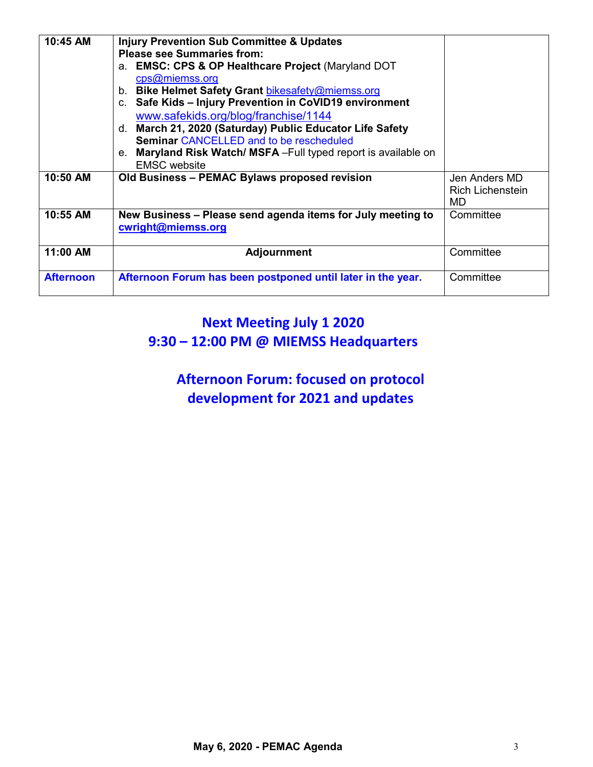| | | |
|---|---|---|
| 10:45 AM | **Injury Prevention Sub Committee & Updates**<br>**Please see Summaries from:**<br>a. **EMSC: CPS & OP Healthcare Project** (Maryland DOT cps@miemss.org<br>b. **Bike Helmet Safety Grant** bikesafety@miemss.org<br>c. **Safe Kids – Injury Prevention in CoVID19 environment** www.safekids.org/blog/franchise/1144<br>d. **March 21, 2020 (Saturday) Public Educator Life Safety Seminar** CANCELLED and to be rescheduled<br>e. **Maryland Risk Watch/ MSFA** –Full typed report is available on EMSC website | |
| 10:50 AM | **Old Business – PEMAC Bylaws proposed revision** | Jen Anders MD<br>Rich Lichenstein MD |
| 10:55 AM | **New Business – Please send agenda items for July meeting to cwright@miemss.org** | Committee |
| 11:00 AM | **Adjournment** | Committee |
| **Afternoon** | **Afternoon Forum has been postponed until later in the year.** | Committee |

**Next Meeting July 1 2020**
**9:30 – 12:00 PM @ MIEMSS Headquarters**

**Afternoon Forum: focused on protocol development for 2021 and updates**

**May 6, 2020 - PEMAC Agenda**